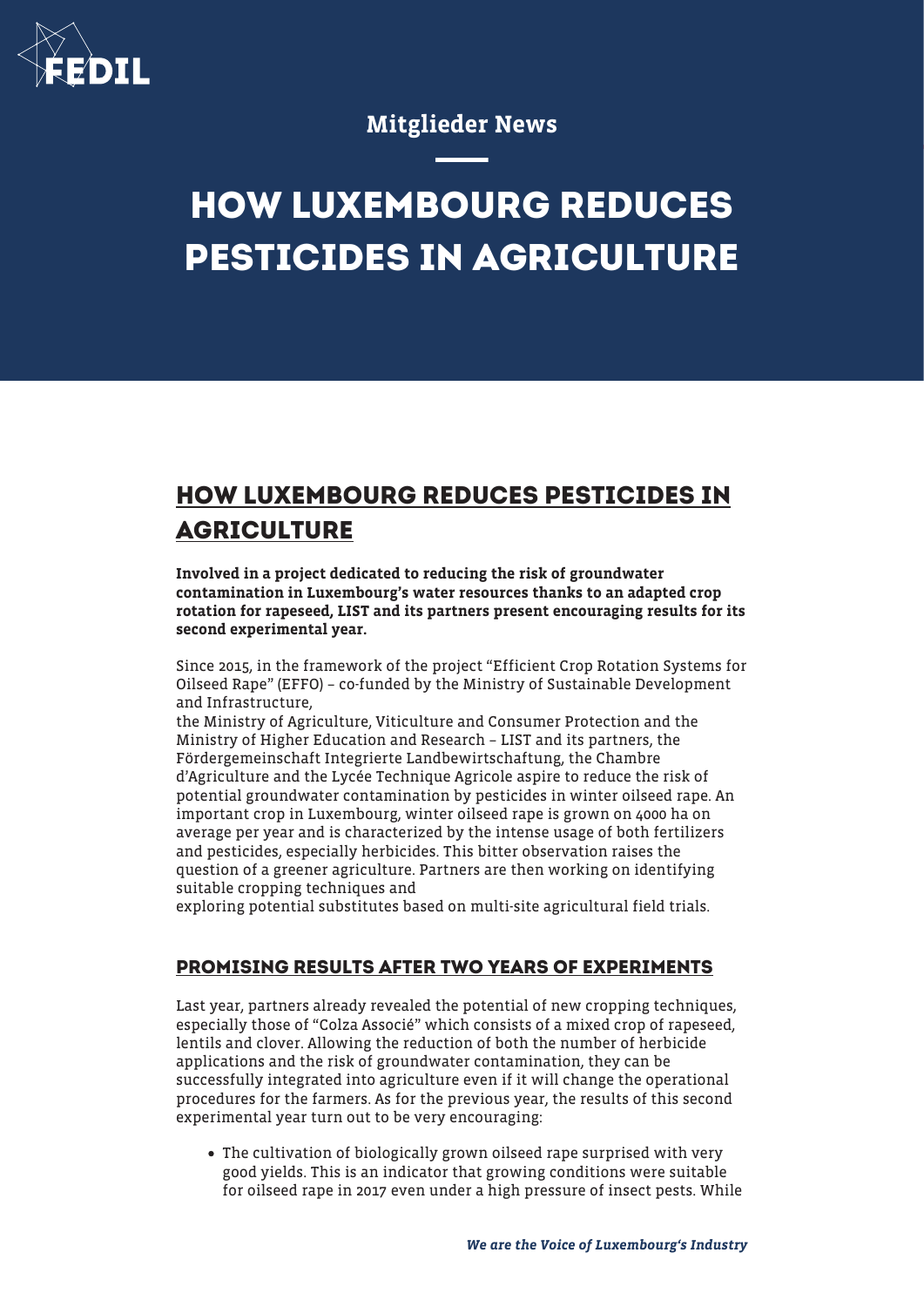Mitglieder News

# HOW LUXEMBOURG REDUCES PESTICIDES IN AGRICULTURE

## HOW LUXEMBOURG REDUCES PESTICIDES IN AGRICULTURE

**Involved in a project dedicated to reducing the risk of groundwater contamination in Luxembourg's water resources thanks to an adapted crop rotation for rapeseed, LIST and its partners present encouraging results for its second experimental year.**

Since 2015, in the framework of the project "Efficient Crop Rotation Systems for Oilseed Rape" (EFFO) – co-funded by the Ministry of Sustainable Development and Infrastructure,
the Ministry of Agriculture, Viticulture and Consumer Protection and the Ministry of Higher Education and Research – LIST and its partners, the Fördergemeinschaft Integrierte Landbewirtschaftung, the Chambre d'Agriculture and the Lycée Technique Agricole aspire to reduce the risk of potential groundwater contamination by pesticides in winter oilseed rape. An important crop in Luxembourg, winter oilseed rape is grown on 4000 ha on average per year and is characterized by the intense usage of both fertilizers and pesticides, especially herbicides. This bitter observation raises the question of a greener agriculture. Partners are then working on identifying suitable cropping techniques and
exploring potential substitutes based on multi-site agricultural field trials.

### PROMISING RESULTS AFTER TWO YEARS OF EXPERIMENTS

Last year, partners already revealed the potential of new cropping techniques, especially those of "Colza Associé" which consists of a mixed crop of rapeseed, lentils and clover. Allowing the reduction of both the number of herbicide applications and the risk of groundwater contamination, they can be successfully integrated into agriculture even if it will change the operational procedures for the farmers. As for the previous year, the results of this second experimental year turn out to be very encouraging:

- The cultivation of biologically grown oilseed rape surprised with very good yields. This is an indicator that growing conditions were suitable for oilseed rape in 2017 even under a high pressure of insect pests. While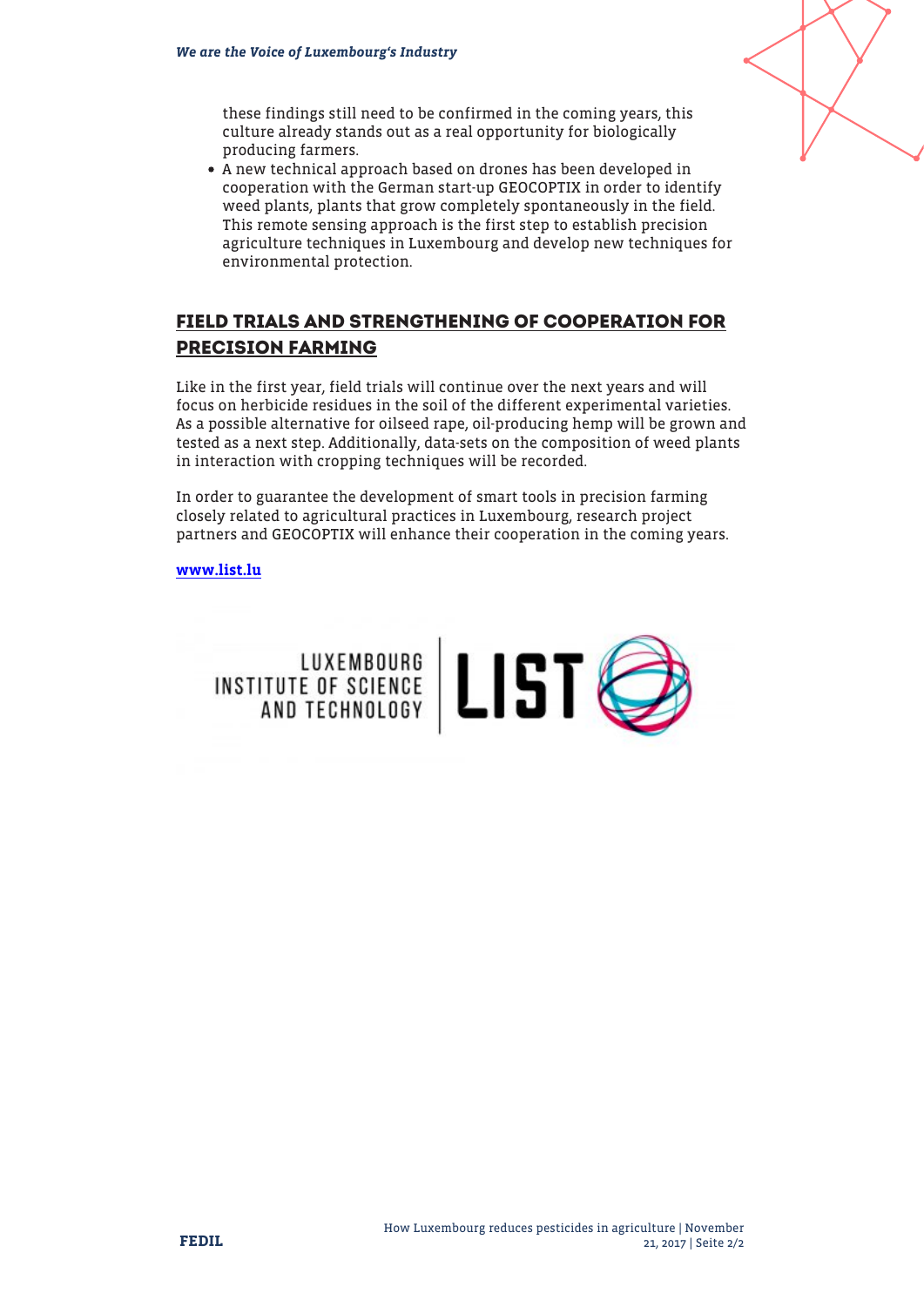these findings still need to be confirmed in the coming years, this culture already stands out as a real opportunity for biologically producing farmers.

- A new technical approach based on drones has been developed in cooperation with the German start-up GEOCOPTIX in order to identify weed plants, plants that grow completely spontaneously in the field. This remote sensing approach is the first step to establish precision agriculture techniques in Luxembourg and develop new techniques for environmental protection.

## FIELD TRIALS AND STRENGTHENING OF COOPERATION FOR PRECISION FARMING

Like in the first year, field trials will continue over the next years and will focus on herbicide residues in the soil of the different experimental varieties. As a possible alternative for oilseed rape, oil-producing hemp will be grown and tested as a next step. Additionally, data-sets on the composition of weed plants in interaction with cropping techniques will be recorded.

In order to guarantee the development of smart tools in precision farming closely related to agricultural practices in Luxembourg, research project partners and GEOCOPTIX will enhance their cooperation in the coming years.

**www.list.lu**

LUXEMBOURG INSTITUTE OF SCIENCE AND TECHNOLOGY | LIST